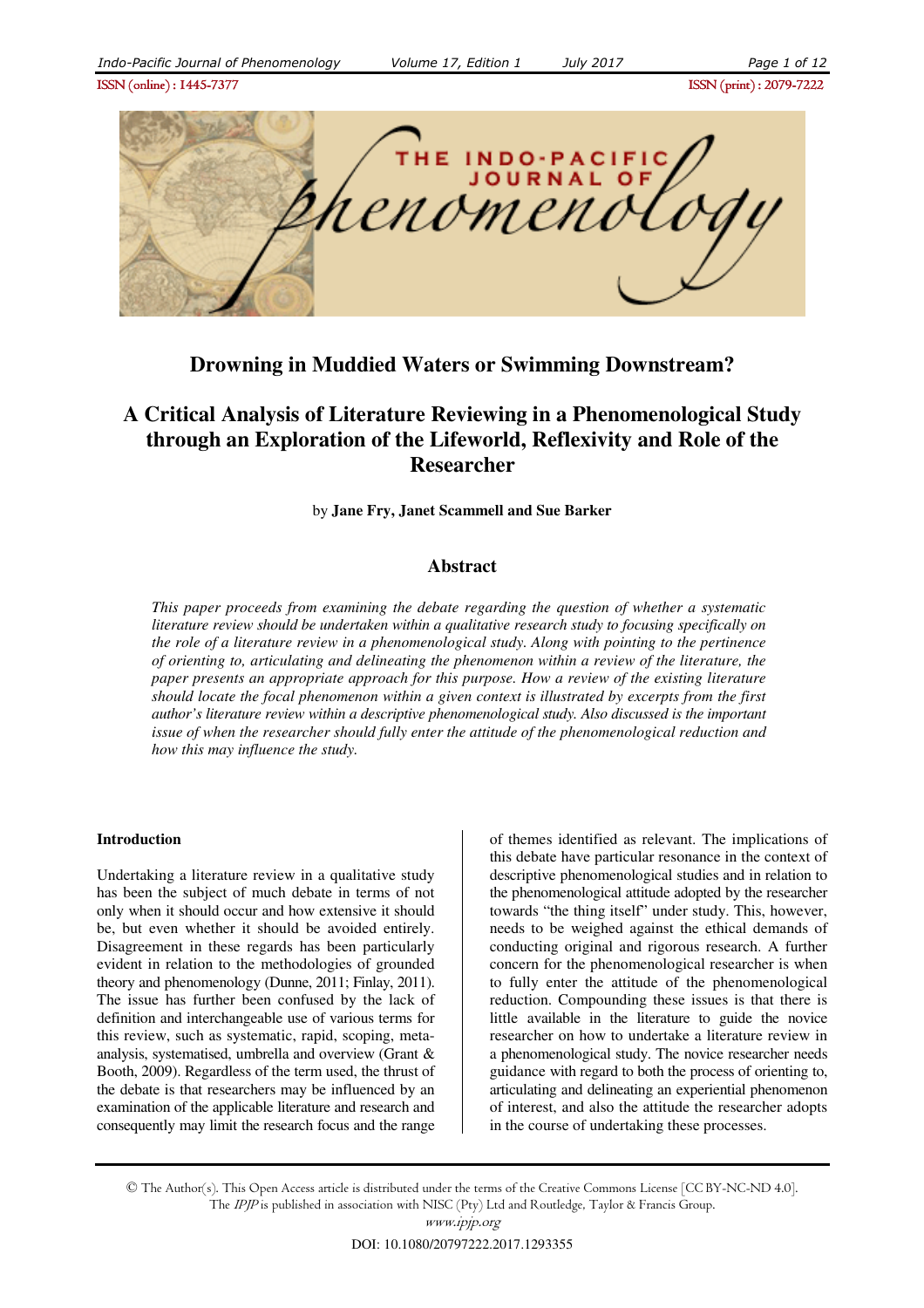# Drowning in Muddied Waters or Swimming Downstream?

## A Critical Analysis of Literature Reviewing in a Phenomenological Study through an Exploration of the Lifeworld, Reflexivity and Role of the Researcher

by **Jane Fry, Janet Scammell and Sue Barker**

### Abstract

*This paper proceeds from examining the debate regarding the question of whether a systematic literature review should be undertaken within a qualitative research study to focusing specifically on the role of a literature review in a phenomenological study. Along with pointing to the pertinence of orienting to, articulating and delineating the phenomenon within a review of the literature, the paper presents an appropriate approach for this purpose. How a review of the existing literature should locate the focal phenomenon within a given context is illustrated by excerpts from the first author's literature review within a descriptive phenomenological study. Also discussed is the important issue of when the researcher should fully enter the attitude of the phenomenological reduction and how this may influence the study.*

### Introduction

Undertaking a literature review in a qualitative study has been the subject of much debate in terms of not only when it should occur and how extensive it should be, but even whether it should be avoided entirely. Disagreement in these regards has been particularly evident in relation to the methodologies of grounded theory and phenomenology (Dunne, 2011; Finlay, 2011). The issue has further been confused by the lack of definition and interchangeable use of various terms for this review, such as systematic, rapid, scoping, meta-analysis, systematised, umbrella and overview (Grant & Booth, 2009). Regardless of the term used, the thrust of the debate is that researchers may be influenced by an examination of the applicable literature and research and consequently may limit the research focus and the range of themes identified as relevant. The implications of this debate have particular resonance in the context of descriptive phenomenological studies and in relation to the phenomenological attitude adopted by the researcher towards "the thing itself" under study. This, however, needs to be weighed against the ethical demands of conducting original and rigorous research. A further concern for the phenomenological researcher is when to fully enter the attitude of the phenomenological reduction. Compounding these issues is that there is little available in the literature to guide the novice researcher on how to undertake a literature review in a phenomenological study. The novice researcher needs guidance with regard to both the process of orienting to, articulating and delineating an experiential phenomenon of interest, and also the attitude the researcher adopts in the course of undertaking these processes.

© The Author(s). This Open Access article is distributed under the terms of the Creative Commons License [CC BY-NC-ND 4.0]. The *IPJP* is published in association with NISC (Pty) Ltd and Routledge, Taylor & Francis Group.
*www.ipjp.org*
DOI: 10.1080/20797222.2017.1293355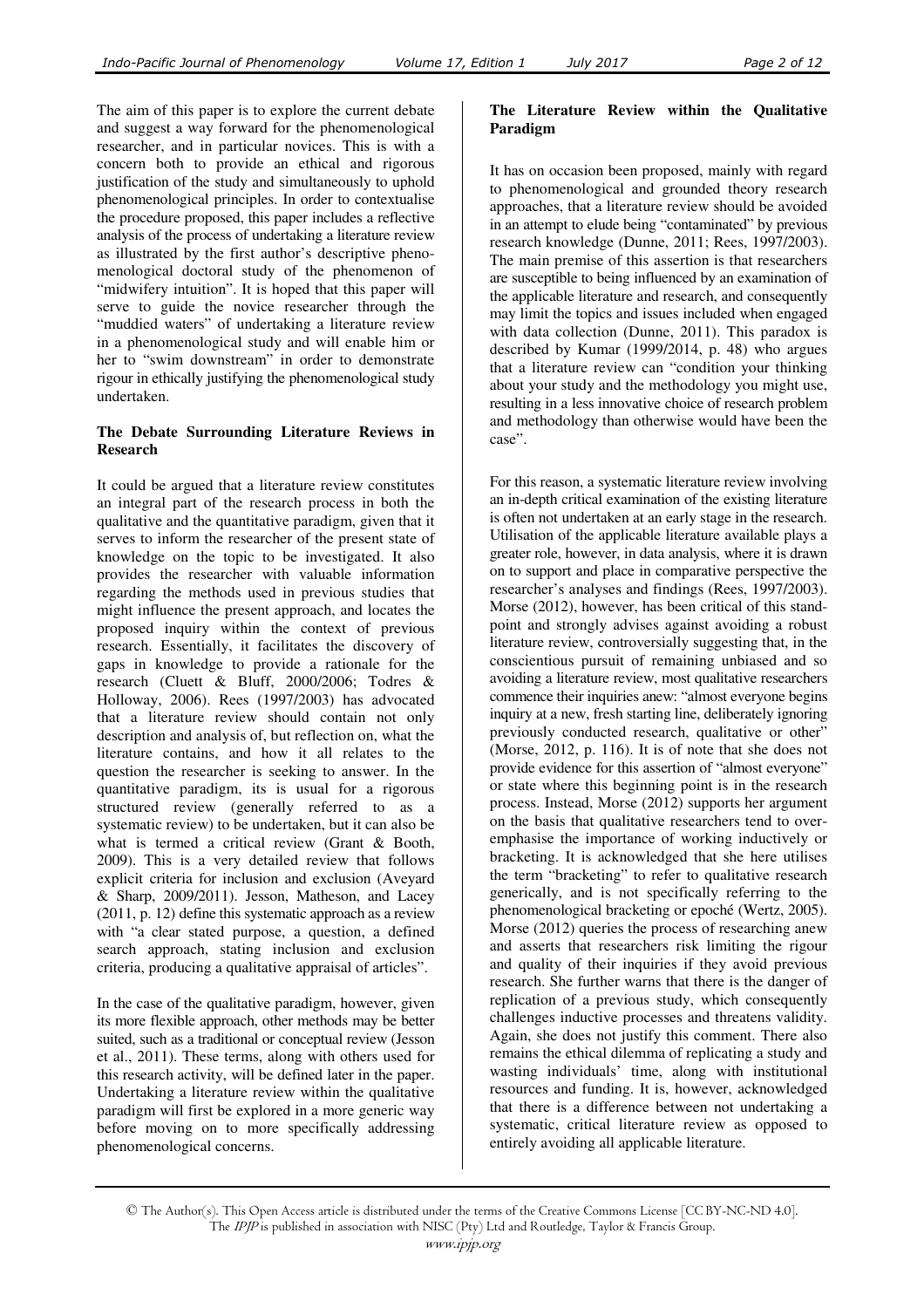The aim of this paper is to explore the current debate and suggest a way forward for the phenomenological researcher, and in particular novices. This is with a concern both to provide an ethical and rigorous justification of the study and simultaneously to uphold phenomenological principles. In order to contextualise the procedure proposed, this paper includes a reflective analysis of the process of undertaking a literature review as illustrated by the first author's descriptive phenomenological doctoral study of the phenomenon of "midwifery intuition". It is hoped that this paper will serve to guide the novice researcher through the "muddied waters" of undertaking a literature review in a phenomenological study and will enable him or her to "swim downstream" in order to demonstrate rigour in ethically justifying the phenomenological study undertaken.

### The Debate Surrounding Literature Reviews in Research

It could be argued that a literature review constitutes an integral part of the research process in both the qualitative and the quantitative paradigm, given that it serves to inform the researcher of the present state of knowledge on the topic to be investigated. It also provides the researcher with valuable information regarding the methods used in previous studies that might influence the present approach, and locates the proposed inquiry within the context of previous research. Essentially, it facilitates the discovery of gaps in knowledge to provide a rationale for the research (Cluett & Bluff, 2000/2006; Todres & Holloway, 2006). Rees (1997/2003) has advocated that a literature review should contain not only description and analysis of, but reflection on, what the literature contains, and how it all relates to the question the researcher is seeking to answer. In the quantitative paradigm, its is usual for a rigorous structured review (generally referred to as a systematic review) to be undertaken, but it can also be what is termed a critical review (Grant & Booth, 2009). This is a very detailed review that follows explicit criteria for inclusion and exclusion (Aveyard & Sharp, 2009/2011). Jesson, Matheson, and Lacey (2011, p. 12) define this systematic approach as a review with "a clear stated purpose, a question, a defined search approach, stating inclusion and exclusion criteria, producing a qualitative appraisal of articles".

In the case of the qualitative paradigm, however, given its more flexible approach, other methods may be better suited, such as a traditional or conceptual review (Jesson et al., 2011). These terms, along with others used for this research activity, will be defined later in the paper. Undertaking a literature review within the qualitative paradigm will first be explored in a more generic way before moving on to more specifically addressing phenomenological concerns.

### The Literature Review within the Qualitative Paradigm

It has on occasion been proposed, mainly with regard to phenomenological and grounded theory research approaches, that a literature review should be avoided in an attempt to elude being "contaminated" by previous research knowledge (Dunne, 2011; Rees, 1997/2003). The main premise of this assertion is that researchers are susceptible to being influenced by an examination of the applicable literature and research, and consequently may limit the topics and issues included when engaged with data collection (Dunne, 2011). This paradox is described by Kumar (1999/2014, p. 48) who argues that a literature review can "condition your thinking about your study and the methodology you might use, resulting in a less innovative choice of research problem and methodology than otherwise would have been the case".

For this reason, a systematic literature review involving an in-depth critical examination of the existing literature is often not undertaken at an early stage in the research. Utilisation of the applicable literature available plays a greater role, however, in data analysis, where it is drawn on to support and place in comparative perspective the researcher's analyses and findings (Rees, 1997/2003). Morse (2012), however, has been critical of this standpoint and strongly advises against avoiding a robust literature review, controversially suggesting that, in the conscientious pursuit of remaining unbiased and so avoiding a literature review, most qualitative researchers commence their inquiries anew: "almost everyone begins inquiry at a new, fresh starting line, deliberately ignoring previously conducted research, qualitative or other" (Morse, 2012, p. 116). It is of note that she does not provide evidence for this assertion of "almost everyone" or state where this beginning point is in the research process. Instead, Morse (2012) supports her argument on the basis that qualitative researchers tend to overemphasise the importance of working inductively or bracketing. It is acknowledged that she here utilises the term "bracketing" to refer to qualitative research generically, and is not specifically referring to the phenomenological bracketing or epoché (Wertz, 2005). Morse (2012) queries the process of researching anew and asserts that researchers risk limiting the rigour and quality of their inquiries if they avoid previous research. She further warns that there is the danger of replication of a previous study, which consequently challenges inductive processes and threatens validity. Again, she does not justify this comment. There also remains the ethical dilemma of replicating a study and wasting individuals' time, along with institutional resources and funding. It is, however, acknowledged that there is a difference between not undertaking a systematic, critical literature review as opposed to entirely avoiding all applicable literature.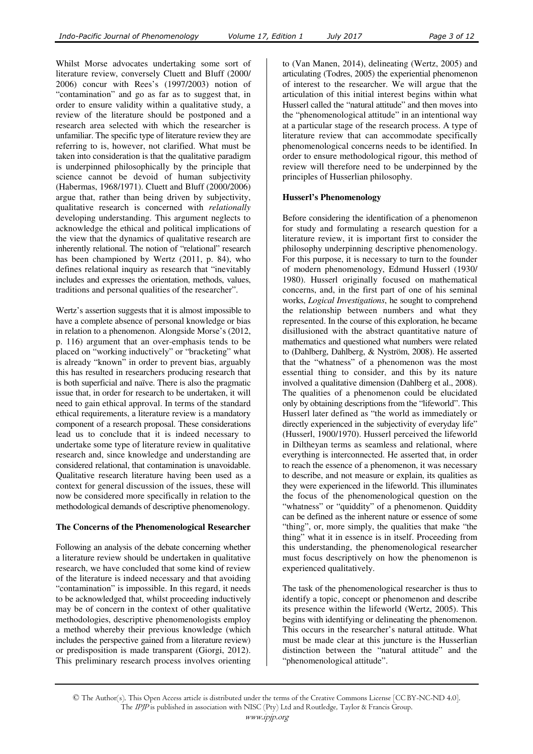Whilst Morse advocates undertaking some sort of literature review, conversely Cluett and Bluff (2000/2006) concur with Rees's (1997/2003) notion of "contamination" and go as far as to suggest that, in order to ensure validity within a qualitative study, a review of the literature should be postponed and a research area selected with which the researcher is unfamiliar. The specific type of literature review they are referring to is, however, not clarified. What must be taken into consideration is that the qualitative paradigm is underpinned philosophically by the principle that science cannot be devoid of human subjectivity (Habermas, 1968/1971). Cluett and Bluff (2000/2006) argue that, rather than being driven by subjectivity, qualitative research is concerned with *relationally* developing understanding. This argument neglects to acknowledge the ethical and political implications of the view that the dynamics of qualitative research are inherently relational. The notion of "relational" research has been championed by Wertz (2011, p. 84), who defines relational inquiry as research that "inevitably includes and expresses the orientation, methods, values, traditions and personal qualities of the researcher".

Wertz's assertion suggests that it is almost impossible to have a complete absence of personal knowledge or bias in relation to a phenomenon. Alongside Morse's (2012, p. 116) argument that an over-emphasis tends to be placed on "working inductively" or "bracketing" what is already "known" in order to prevent bias, arguably this has resulted in researchers producing research that is both superficial and naïve. There is also the pragmatic issue that, in order for research to be undertaken, it will need to gain ethical approval. In terms of the standard ethical requirements, a literature review is a mandatory component of a research proposal. These considerations lead us to conclude that it is indeed necessary to undertake some type of literature review in qualitative research and, since knowledge and understanding are considered relational, that contamination is unavoidable. Qualitative research literature having been used as a context for general discussion of the issues, these will now be considered more specifically in relation to the methodological demands of descriptive phenomenology.

**The Concerns of the Phenomenological Researcher**

Following an analysis of the debate concerning whether a literature review should be undertaken in qualitative research, we have concluded that some kind of review of the literature is indeed necessary and that avoiding "contamination" is impossible. In this regard, it needs to be acknowledged that, whilst proceeding inductively may be of concern in the context of other qualitative methodologies, descriptive phenomenologists employ a method whereby their previous knowledge (which includes the perspective gained from a literature review) or predisposition is made transparent (Giorgi, 2012). This preliminary research process involves orienting to (Van Manen, 2014), delineating (Wertz, 2005) and articulating (Todres, 2005) the experiential phenomenon of interest to the researcher. We will argue that the articulation of this initial interest begins within what Husserl called the "natural attitude" and then moves into the "phenomenological attitude" in an intentional way at a particular stage of the research process. A type of literature review that can accommodate specifically phenomenological concerns needs to be identified. In order to ensure methodological rigour, this method of review will therefore need to be underpinned by the principles of Husserlian philosophy.

**Husserl's Phenomenology**

Before considering the identification of a phenomenon for study and formulating a research question for a literature review, it is important first to consider the philosophy underpinning descriptive phenomenology. For this purpose, it is necessary to turn to the founder of modern phenomenology, Edmund Husserl (1930/1980). Husserl originally focused on mathematical concerns, and, in the first part of one of his seminal works, *Logical Investigations*, he sought to comprehend the relationship between numbers and what they represented. In the course of this exploration, he became disillusioned with the abstract quantitative nature of mathematics and questioned what numbers were related to (Dahlberg, Dahlberg, & Nyström, 2008). He asserted that the "whatness" of a phenomenon was the most essential thing to consider, and this by its nature involved a qualitative dimension (Dahlberg et al., 2008). The qualities of a phenomenon could be elucidated only by obtaining descriptions from the "lifeworld". This Husserl later defined as "the world as immediately or directly experienced in the subjectivity of everyday life" (Husserl, 1900/1970). Husserl perceived the lifeworld in Diltheyan terms as seamless and relational, where everything is interconnected. He asserted that, in order to reach the essence of a phenomenon, it was necessary to describe, and not measure or explain, its qualities as they were experienced in the lifeworld. This illuminates the focus of the phenomenological question on the "whatness" or "quiddity" of a phenomenon. Quiddity can be defined as the inherent nature or essence of some "thing", or, more simply, the qualities that make "the thing" what it in essence is in itself. Proceeding from this understanding, the phenomenological researcher must focus descriptively on how the phenomenon is experienced qualitatively.

The task of the phenomenological researcher is thus to identify a topic, concept or phenomenon and describe its presence within the lifeworld (Wertz, 2005). This begins with identifying or delineating the phenomenon. This occurs in the researcher's natural attitude. What must be made clear at this juncture is the Husserlian distinction between the "natural attitude" and the "phenomenological attitude".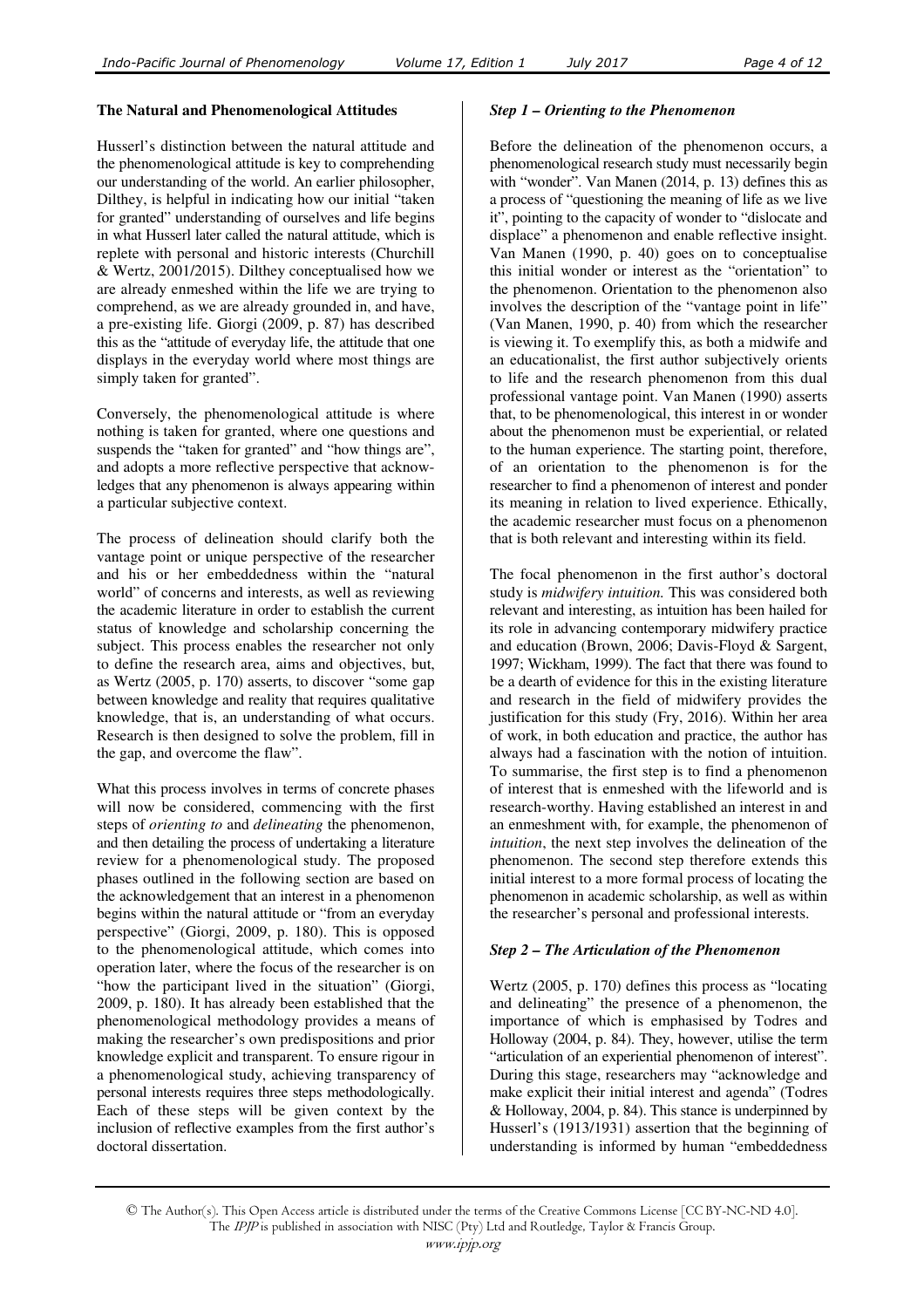### The Natural and Phenomenological Attitudes

Husserl's distinction between the natural attitude and the phenomenological attitude is key to comprehending our understanding of the world. An earlier philosopher, Dilthey, is helpful in indicating how our initial "taken for granted" understanding of ourselves and life begins in what Husserl later called the natural attitude, which is replete with personal and historic interests (Churchill & Wertz, 2001/2015). Dilthey conceptualised how we are already enmeshed within the life we are trying to comprehend, as we are already grounded in, and have, a pre-existing life. Giorgi (2009, p. 87) has described this as the "attitude of everyday life, the attitude that one displays in the everyday world where most things are simply taken for granted".

Conversely, the phenomenological attitude is where nothing is taken for granted, where one questions and suspends the "taken for granted" and "how things are", and adopts a more reflective perspective that acknowledges that any phenomenon is always appearing within a particular subjective context.

The process of delineation should clarify both the vantage point or unique perspective of the researcher and his or her embeddedness within the "natural world" of concerns and interests, as well as reviewing the academic literature in order to establish the current status of knowledge and scholarship concerning the subject. This process enables the researcher not only to define the research area, aims and objectives, but, as Wertz (2005, p. 170) asserts, to discover "some gap between knowledge and reality that requires qualitative knowledge, that is, an understanding of what occurs. Research is then designed to solve the problem, fill in the gap, and overcome the flaw".

What this process involves in terms of concrete phases will now be considered, commencing with the first steps of *orienting to* and *delineating* the phenomenon, and then detailing the process of undertaking a literature review for a phenomenological study. The proposed phases outlined in the following section are based on the acknowledgement that an interest in a phenomenon begins within the natural attitude or "from an everyday perspective" (Giorgi, 2009, p. 180). This is opposed to the phenomenological attitude, which comes into operation later, where the focus of the researcher is on "how the participant lived in the situation" (Giorgi, 2009, p. 180). It has already been established that the phenomenological methodology provides a means of making the researcher's own predispositions and prior knowledge explicit and transparent. To ensure rigour in a phenomenological study, achieving transparency of personal interests requires three steps methodologically. Each of these steps will be given context by the inclusion of reflective examples from the first author's doctoral dissertation.

#### *Step 1 – Orienting to the Phenomenon*

Before the delineation of the phenomenon occurs, a phenomenological research study must necessarily begin with "wonder". Van Manen (2014, p. 13) defines this as a process of "questioning the meaning of life as we live it", pointing to the capacity of wonder to "dislocate and displace" a phenomenon and enable reflective insight. Van Manen (1990, p. 40) goes on to conceptualise this initial wonder or interest as the "orientation" to the phenomenon. Orientation to the phenomenon also involves the description of the "vantage point in life" (Van Manen, 1990, p. 40) from which the researcher is viewing it. To exemplify this, as both a midwife and an educationalist, the first author subjectively orients to life and the research phenomenon from this dual professional vantage point. Van Manen (1990) asserts that, to be phenomenological, this interest in or wonder about the phenomenon must be experiential, or related to the human experience. The starting point, therefore, of an orientation to the phenomenon is for the researcher to find a phenomenon of interest and ponder its meaning in relation to lived experience. Ethically, the academic researcher must focus on a phenomenon that is both relevant and interesting within its field.

The focal phenomenon in the first author's doctoral study is *midwifery intuition.* This was considered both relevant and interesting, as intuition has been hailed for its role in advancing contemporary midwifery practice and education (Brown, 2006; Davis-Floyd & Sargent, 1997; Wickham, 1999). The fact that there was found to be a dearth of evidence for this in the existing literature and research in the field of midwifery provides the justification for this study (Fry, 2016). Within her area of work, in both education and practice, the author has always had a fascination with the notion of intuition. To summarise, the first step is to find a phenomenon of interest that is enmeshed with the lifeworld and is research-worthy. Having established an interest in and an enmeshment with, for example, the phenomenon of *intuition*, the next step involves the delineation of the phenomenon. The second step therefore extends this initial interest to a more formal process of locating the phenomenon in academic scholarship, as well as within the researcher's personal and professional interests.

#### *Step 2 – The Articulation of the Phenomenon*

Wertz (2005, p. 170) defines this process as "locating and delineating" the presence of a phenomenon, the importance of which is emphasised by Todres and Holloway (2004, p. 84). They, however, utilise the term "articulation of an experiential phenomenon of interest". During this stage, researchers may "acknowledge and make explicit their initial interest and agenda" (Todres & Holloway, 2004, p. 84). This stance is underpinned by Husserl's (1913/1931) assertion that the beginning of understanding is informed by human "embeddedness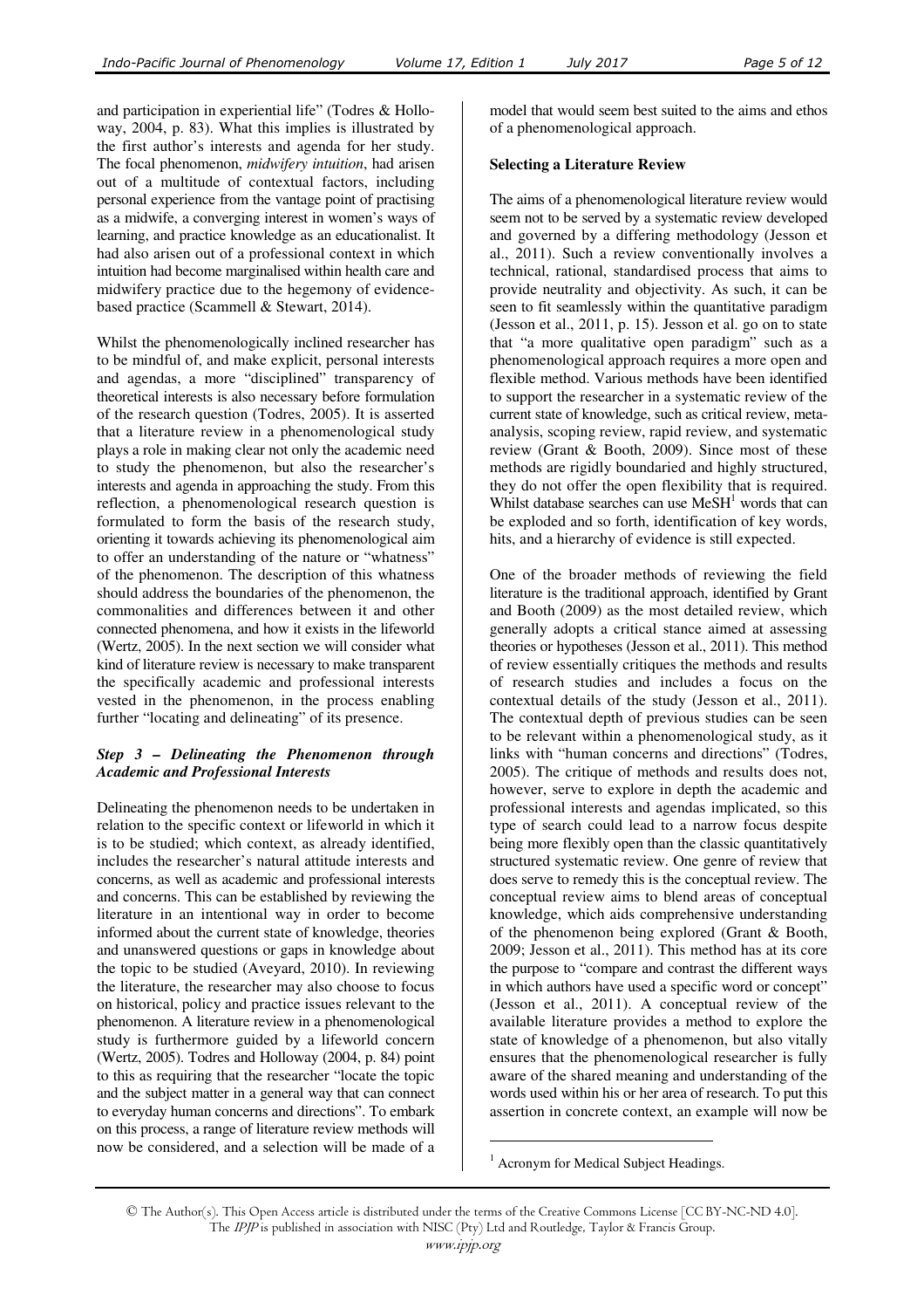and participation in experiential life" (Todres & Holloway, 2004, p. 83). What this implies is illustrated by the first author's interests and agenda for her study. The focal phenomenon, *midwifery intuition*, had arisen out of a multitude of contextual factors, including personal experience from the vantage point of practising as a midwife, a converging interest in women's ways of learning, and practice knowledge as an educationalist. It had also arisen out of a professional context in which intuition had become marginalised within health care and midwifery practice due to the hegemony of evidence-based practice (Scammell & Stewart, 2014).

Whilst the phenomenologically inclined researcher has to be mindful of, and make explicit, personal interests and agendas, a more "disciplined" transparency of theoretical interests is also necessary before formulation of the research question (Todres, 2005). It is asserted that a literature review in a phenomenological study plays a role in making clear not only the academic need to study the phenomenon, but also the researcher's interests and agenda in approaching the study. From this reflection, a phenomenological research question is formulated to form the basis of the research study, orienting it towards achieving its phenomenological aim to offer an understanding of the nature or "whatness" of the phenomenon. The description of this whatness should address the boundaries of the phenomenon, the commonalities and differences between it and other connected phenomena, and how it exists in the lifeworld (Wertz, 2005). In the next section we will consider what kind of literature review is necessary to make transparent the specifically academic and professional interests vested in the phenomenon, in the process enabling further "locating and delineating" of its presence.

### *Step 3 – Delineating the Phenomenon through Academic and Professional Interests*

Delineating the phenomenon needs to be undertaken in relation to the specific context or lifeworld in which it is to be studied; which context, as already identified, includes the researcher's natural attitude interests and concerns, as well as academic and professional interests and concerns. This can be established by reviewing the literature in an intentional way in order to become informed about the current state of knowledge, theories and unanswered questions or gaps in knowledge about the topic to be studied (Aveyard, 2010). In reviewing the literature, the researcher may also choose to focus on historical, policy and practice issues relevant to the phenomenon. A literature review in a phenomenological study is furthermore guided by a lifeworld concern (Wertz, 2005). Todres and Holloway (2004, p. 84) point to this as requiring that the researcher "locate the topic and the subject matter in a general way that can connect to everyday human concerns and directions". To embark on this process, a range of literature review methods will now be considered, and a selection will be made of a model that would seem best suited to the aims and ethos of a phenomenological approach.

### **Selecting a Literature Review**

The aims of a phenomenological literature review would seem not to be served by a systematic review developed and governed by a differing methodology (Jesson et al., 2011). Such a review conventionally involves a technical, rational, standardised process that aims to provide neutrality and objectivity. As such, it can be seen to fit seamlessly within the quantitative paradigm (Jesson et al., 2011, p. 15). Jesson et al. go on to state that "a more qualitative open paradigm" such as a phenomenological approach requires a more open and flexible method. Various methods have been identified to support the researcher in a systematic review of the current state of knowledge, such as critical review, meta-analysis, scoping review, rapid review, and systematic review (Grant & Booth, 2009). Since most of these methods are rigidly boundaried and highly structured, they do not offer the open flexibility that is required. Whilst database searches can use MeSH[1] words that can be exploded and so forth, identification of key words, hits, and a hierarchy of evidence is still expected.

One of the broader methods of reviewing the field literature is the traditional approach, identified by Grant and Booth (2009) as the most detailed review, which generally adopts a critical stance aimed at assessing theories or hypotheses (Jesson et al., 2011). This method of review essentially critiques the methods and results of research studies and includes a focus on the contextual details of the study (Jesson et al., 2011). The contextual depth of previous studies can be seen to be relevant within a phenomenological study, as it links with "human concerns and directions" (Todres, 2005). The critique of methods and results does not, however, serve to explore in depth the academic and professional interests and agendas implicated, so this type of search could lead to a narrow focus despite being more flexibly open than the classic quantitatively structured systematic review. One genre of review that does serve to remedy this is the conceptual review. The conceptual review aims to blend areas of conceptual knowledge, which aids comprehensive understanding of the phenomenon being explored (Grant & Booth, 2009; Jesson et al., 2011). This method has at its core the purpose to "compare and contrast the different ways in which authors have used a specific word or concept" (Jesson et al., 2011). A conceptual review of the available literature provides a method to explore the state of knowledge of a phenomenon, but also vitally ensures that the phenomenological researcher is fully aware of the shared meaning and understanding of the words used within his or her area of research. To put this assertion in concrete context, an example will now be

[1] Acronym for Medical Subject Headings.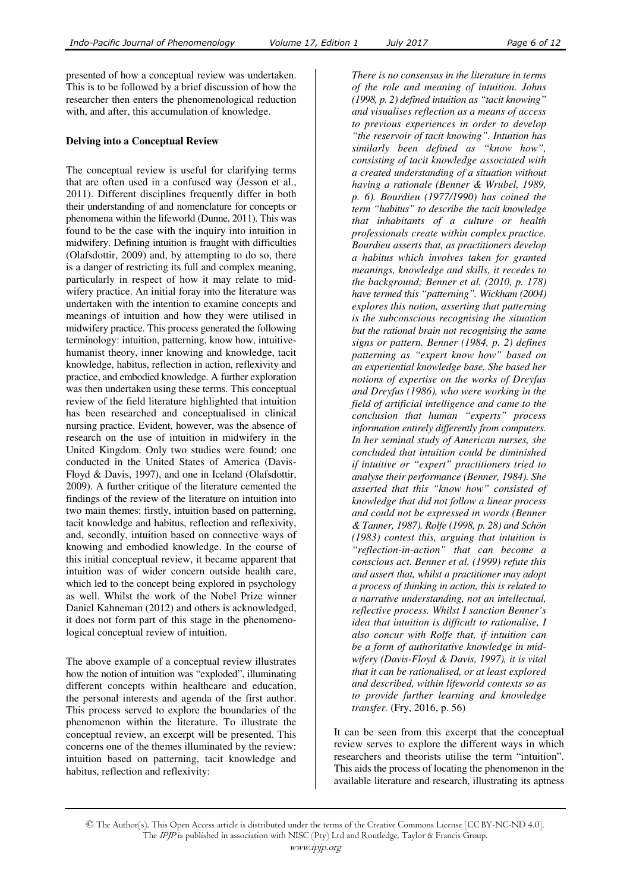presented of how a conceptual review was undertaken. This is to be followed by a brief discussion of how the researcher then enters the phenomenological reduction with, and after, this accumulation of knowledge.

**Delving into a Conceptual Review**

The conceptual review is useful for clarifying terms that are often used in a confused way (Jesson et al., 2011). Different disciplines frequently differ in both their understanding of and nomenclature for concepts or phenomena within the lifeworld (Dunne, 2011). This was found to be the case with the inquiry into intuition in midwifery. Defining intuition is fraught with difficulties (Olafsdottir, 2009) and, by attempting to do so, there is a danger of restricting its full and complex meaning, particularly in respect of how it may relate to midwifery practice. An initial foray into the literature was undertaken with the intention to examine concepts and meanings of intuition and how they were utilised in midwifery practice. This process generated the following terminology: intuition, patterning, know how, intuitive-humanist theory, inner knowing and knowledge, tacit knowledge, habitus, reflection in action, reflexivity and practice, and embodied knowledge. A further exploration was then undertaken using these terms. This conceptual review of the field literature highlighted that intuition has been researched and conceptualised in clinical nursing practice. Evident, however, was the absence of research on the use of intuition in midwifery in the United Kingdom. Only two studies were found: one conducted in the United States of America (Davis-Floyd & Davis, 1997), and one in Iceland (Olafsdottir, 2009). A further critique of the literature cemented the findings of the review of the literature on intuition into two main themes: firstly, intuition based on patterning, tacit knowledge and habitus, reflection and reflexivity, and, secondly, intuition based on connective ways of knowing and embodied knowledge. In the course of this initial conceptual review, it became apparent that intuition was of wider concern outside health care, which led to the concept being explored in psychology as well. Whilst the work of the Nobel Prize winner Daniel Kahneman (2012) and others is acknowledged, it does not form part of this stage in the phenomenological conceptual review of intuition.

The above example of a conceptual review illustrates how the notion of intuition was "exploded", illuminating different concepts within healthcare and education, the personal interests and agenda of the first author. This process served to explore the boundaries of the phenomenon within the literature. To illustrate the conceptual review, an excerpt will be presented. This concerns one of the themes illuminated by the review: intuition based on patterning, tacit knowledge and habitus, reflection and reflexivity:

> *There is no consensus in the literature in terms of the role and meaning of intuition. Johns (1998, p. 2) defined intuition as "tacit knowing" and visualises reflection as a means of access to previous experiences in order to develop "the reservoir of tacit knowing". Intuition has similarly been defined as "know how", consisting of tacit knowledge associated with a created understanding of a situation without having a rationale (Benner & Wrubel, 1989, p. 6). Bourdieu (1977/1990) has coined the term "habitus" to describe the tacit knowledge that inhabitants of a culture or health professionals create within complex practice. Bourdieu asserts that, as practitioners develop a habitus which involves taken for granted meanings, knowledge and skills, it recedes to the background; Benner et al. (2010, p. 178) have termed this "patterning". Wickham (2004) explores this notion, asserting that patterning is the subconscious recognising the situation but the rational brain not recognising the same signs or pattern. Benner (1984, p. 2) defines patterning as "expert know how" based on an experiential knowledge base. She based her notions of expertise on the works of Dreyfus and Dreyfus (1986), who were working in the field of artificial intelligence and came to the conclusion that human "experts" process information entirely differently from computers. In her seminal study of American nurses, she concluded that intuition could be diminished if intuitive or "expert" practitioners tried to analyse their performance (Benner, 1984). She asserted that this "know how" consisted of knowledge that did not follow a linear process and could not be expressed in words (Benner & Tanner, 1987). Rolfe (1998, p. 28) and Schön (1983) contest this, arguing that intuition is "reflection-in-action" that can become a conscious act. Benner et al. (1999) refute this and assert that, whilst a practitioner may adopt a process of thinking in action, this is related to a narrative understanding, not an intellectual, reflective process. Whilst I sanction Benner's idea that intuition is difficult to rationalise, I also concur with Rolfe that, if intuition can be a form of authoritative knowledge in midwifery (Davis-Floyd & Davis, 1997), it is vital that it can be rationalised, or at least explored and described, within lifeworld contexts so as to provide further learning and knowledge transfer.* (Fry, 2016, p. 56)

It can be seen from this excerpt that the conceptual review serves to explore the different ways in which researchers and theorists utilise the term "intuition". This aids the process of locating the phenomenon in the available literature and research, illustrating its aptness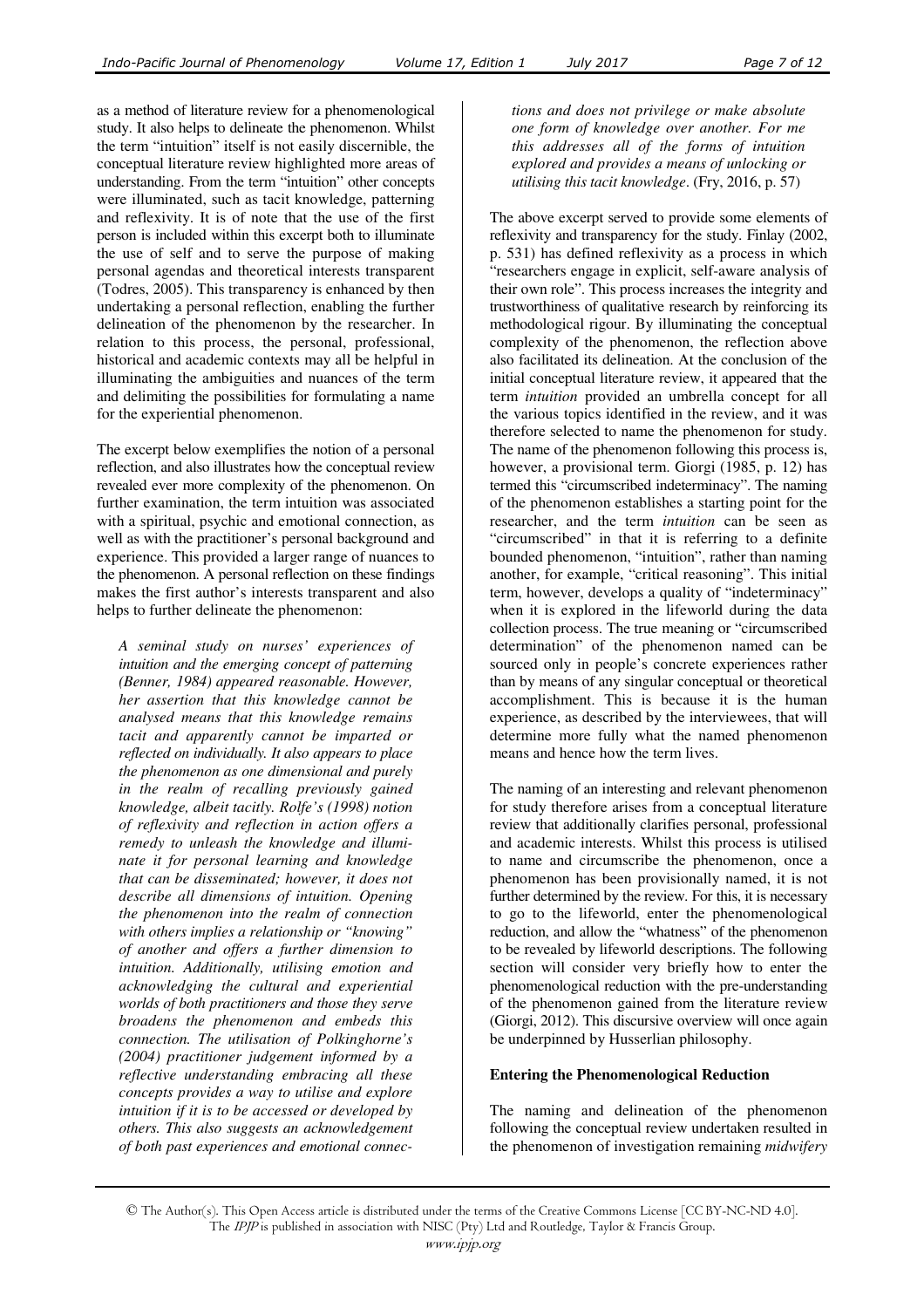as a method of literature review for a phenomenological study. It also helps to delineate the phenomenon. Whilst the term "intuition" itself is not easily discernible, the conceptual literature review highlighted more areas of understanding. From the term "intuition" other concepts were illuminated, such as tacit knowledge, patterning and reflexivity. It is of note that the use of the first person is included within this excerpt both to illuminate the use of self and to serve the purpose of making personal agendas and theoretical interests transparent (Todres, 2005). This transparency is enhanced by then undertaking a personal reflection, enabling the further delineation of the phenomenon by the researcher. In relation to this process, the personal, professional, historical and academic contexts may all be helpful in illuminating the ambiguities and nuances of the term and delimiting the possibilities for formulating a name for the experiential phenomenon.

The excerpt below exemplifies the notion of a personal reflection, and also illustrates how the conceptual review revealed ever more complexity of the phenomenon. On further examination, the term intuition was associated with a spiritual, psychic and emotional connection, as well as with the practitioner's personal background and experience. This provided a larger range of nuances to the phenomenon. A personal reflection on these findings makes the first author's interests transparent and also helps to further delineate the phenomenon:

> *A seminal study on nurses' experiences of intuition and the emerging concept of patterning (Benner, 1984) appeared reasonable. However, her assertion that this knowledge cannot be analysed means that this knowledge remains tacit and apparently cannot be imparted or reflected on individually. It also appears to place the phenomenon as one dimensional and purely in the realm of recalling previously gained knowledge, albeit tacitly. Rolfe's (1998) notion of reflexivity and reflection in action offers a remedy to unleash the knowledge and illuminate it for personal learning and knowledge that can be disseminated; however, it does not describe all dimensions of intuition. Opening the phenomenon into the realm of connection with others implies a relationship or "knowing" of another and offers a further dimension to intuition. Additionally, utilising emotion and acknowledging the cultural and experiential worlds of both practitioners and those they serve broadens the phenomenon and embeds this connection. The utilisation of Polkinghorne's (2004) practitioner judgement informed by a reflective understanding embracing all these concepts provides a way to utilise and explore intuition if it is to be accessed or developed by others. This also suggests an acknowledgement of both past experiences and emotional connections and does not privilege or make absolute one form of knowledge over another. For me this addresses all of the forms of intuition explored and provides a means of unlocking or utilising this tacit knowledge.* (Fry, 2016, p. 57)

The above excerpt served to provide some elements of reflexivity and transparency for the study. Finlay (2002, p. 531) has defined reflexivity as a process in which "researchers engage in explicit, self-aware analysis of their own role". This process increases the integrity and trustworthiness of qualitative research by reinforcing its methodological rigour. By illuminating the conceptual complexity of the phenomenon, the reflection above also facilitated its delineation. At the conclusion of the initial conceptual literature review, it appeared that the term *intuition* provided an umbrella concept for all the various topics identified in the review, and it was therefore selected to name the phenomenon for study. The name of the phenomenon following this process is, however, a provisional term. Giorgi (1985, p. 12) has termed this "circumscribed indeterminacy". The naming of the phenomenon establishes a starting point for the researcher, and the term *intuition* can be seen as "circumscribed" in that it is referring to a definite bounded phenomenon, "intuition", rather than naming another, for example, "critical reasoning". This initial term, however, develops a quality of "indeterminacy" when it is explored in the lifeworld during the data collection process. The true meaning or "circumscribed determination" of the phenomenon named can be sourced only in people's concrete experiences rather than by means of any singular conceptual or theoretical accomplishment. This is because it is the human experience, as described by the interviewees, that will determine more fully what the named phenomenon means and hence how the term lives.

The naming of an interesting and relevant phenomenon for study therefore arises from a conceptual literature review that additionally clarifies personal, professional and academic interests. Whilst this process is utilised to name and circumscribe the phenomenon, once a phenomenon has been provisionally named, it is not further determined by the review. For this, it is necessary to go to the lifeworld, enter the phenomenological reduction, and allow the "whatness" of the phenomenon to be revealed by lifeworld descriptions. The following section will consider very briefly how to enter the phenomenological reduction with the pre-understanding of the phenomenon gained from the literature review (Giorgi, 2012). This discursive overview will once again be underpinned by Husserlian philosophy.

## Entering the Phenomenological Reduction

The naming and delineation of the phenomenon following the conceptual review undertaken resulted in the phenomenon of investigation remaining *midwifery*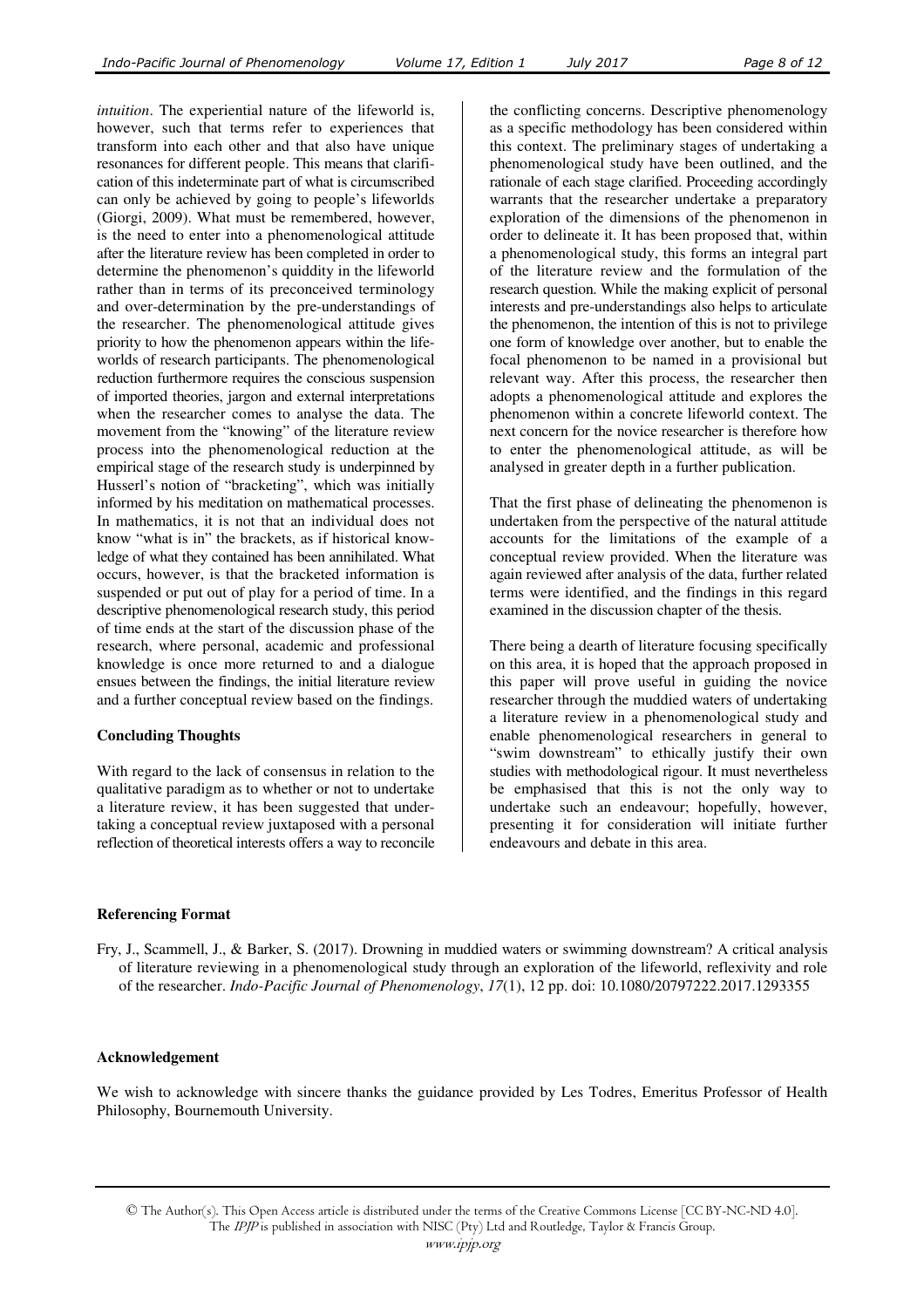*intuition*. The experiential nature of the lifeworld is, however, such that terms refer to experiences that transform into each other and that also have unique resonances for different people. This means that clarification of this indeterminate part of what is circumscribed can only be achieved by going to people's lifeworlds (Giorgi, 2009). What must be remembered, however, is the need to enter into a phenomenological attitude after the literature review has been completed in order to determine the phenomenon's quiddity in the lifeworld rather than in terms of its preconceived terminology and over-determination by the pre-understandings of the researcher. The phenomenological attitude gives priority to how the phenomenon appears within the lifeworlds of research participants. The phenomenological reduction furthermore requires the conscious suspension of imported theories, jargon and external interpretations when the researcher comes to analyse the data. The movement from the "knowing" of the literature review process into the phenomenological reduction at the empirical stage of the research study is underpinned by Husserl's notion of "bracketing", which was initially informed by his meditation on mathematical processes. In mathematics, it is not that an individual does not know "what is in" the brackets, as if historical knowledge of what they contained has been annihilated. What occurs, however, is that the bracketed information is suspended or put out of play for a period of time. In a descriptive phenomenological research study, this period of time ends at the start of the discussion phase of the research, where personal, academic and professional knowledge is once more returned to and a dialogue ensues between the findings, the initial literature review and a further conceptual review based on the findings.

**Concluding Thoughts**

With regard to the lack of consensus in relation to the qualitative paradigm as to whether or not to undertake a literature review, it has been suggested that undertaking a conceptual review juxtaposed with a personal reflection of theoretical interests offers a way to reconcile the conflicting concerns. Descriptive phenomenology as a specific methodology has been considered within this context. The preliminary stages of undertaking a phenomenological study have been outlined, and the rationale of each stage clarified. Proceeding accordingly warrants that the researcher undertake a preparatory exploration of the dimensions of the phenomenon in order to delineate it. It has been proposed that, within a phenomenological study, this forms an integral part of the literature review and the formulation of the research question. While the making explicit of personal interests and pre-understandings also helps to articulate the phenomenon, the intention of this is not to privilege one form of knowledge over another, but to enable the focal phenomenon to be named in a provisional but relevant way. After this process, the researcher then adopts a phenomenological attitude and explores the phenomenon within a concrete lifeworld context. The next concern for the novice researcher is therefore how to enter the phenomenological attitude, as will be analysed in greater depth in a further publication.

That the first phase of delineating the phenomenon is undertaken from the perspective of the natural attitude accounts for the limitations of the example of a conceptual review provided. When the literature was again reviewed after analysis of the data, further related terms were identified, and the findings in this regard examined in the discussion chapter of the thesis.

There being a dearth of literature focusing specifically on this area, it is hoped that the approach proposed in this paper will prove useful in guiding the novice researcher through the muddied waters of undertaking a literature review in a phenomenological study and enable phenomenological researchers in general to "swim downstream" to ethically justify their own studies with methodological rigour. It must nevertheless be emphasised that this is not the only way to undertake such an endeavour; hopefully, however, presenting it for consideration will initiate further endeavours and debate in this area.

**Referencing Format**

Fry, J., Scammell, J., & Barker, S. (2017). Drowning in muddied waters or swimming downstream? A critical analysis of literature reviewing in a phenomenological study through an exploration of the lifeworld, reflexivity and role of the researcher. *Indo-Pacific Journal of Phenomenology*, *17*(1), 12 pp. doi: 10.1080/20797222.2017.1293355

**Acknowledgement**

We wish to acknowledge with sincere thanks the guidance provided by Les Todres, Emeritus Professor of Health Philosophy, Bournemouth University.

© The Author(s). This Open Access article is distributed under the terms of the Creative Commons License [CC BY-NC-ND 4.0]. The *IPJP* is published in association with NISC (Pty) Ltd and Routledge, Taylor & Francis Group.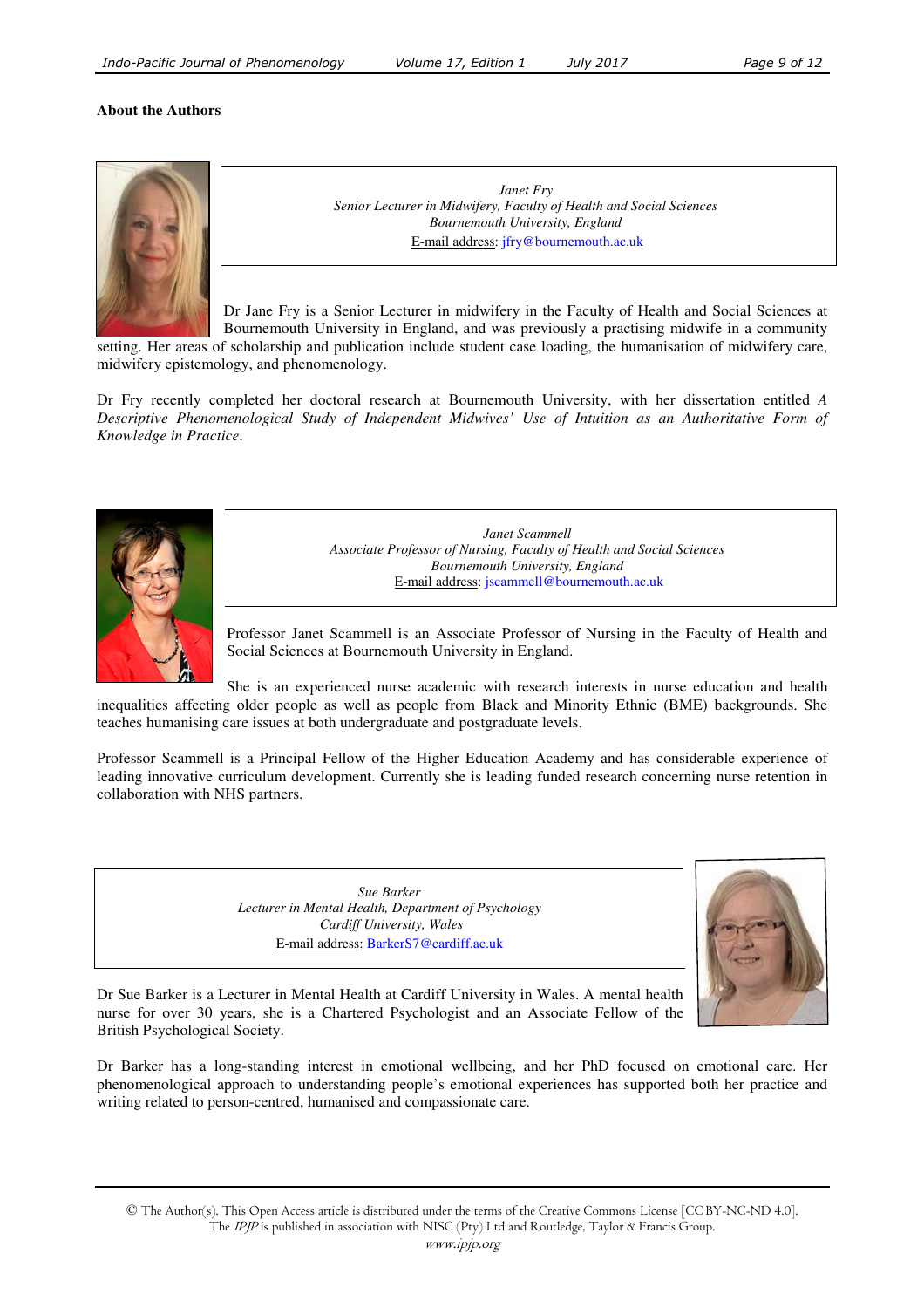**About the Authors**

*Janet Fry*
*Senior Lecturer in Midwifery, Faculty of Health and Social Sciences*
*Bournemouth University, England*
E-mail address: jfry@bournemouth.ac.uk

Dr Jane Fry is a Senior Lecturer in midwifery in the Faculty of Health and Social Sciences at Bournemouth University in England, and was previously a practising midwife in a community setting. Her areas of scholarship and publication include student case loading, the humanisation of midwifery care, midwifery epistemology, and phenomenology.

Dr Fry recently completed her doctoral research at Bournemouth University, with her dissertation entitled *A Descriptive Phenomenological Study of Independent Midwives' Use of Intuition as an Authoritative Form of Knowledge in Practice*.

*Janet Scammell*
*Associate Professor of Nursing, Faculty of Health and Social Sciences*
*Bournemouth University, England*
E-mail address: jscammell@bournemouth.ac.uk

Professor Janet Scammell is an Associate Professor of Nursing in the Faculty of Health and Social Sciences at Bournemouth University in England.

She is an experienced nurse academic with research interests in nurse education and health inequalities affecting older people as well as people from Black and Minority Ethnic (BME) backgrounds. She teaches humanising care issues at both undergraduate and postgraduate levels.

Professor Scammell is a Principal Fellow of the Higher Education Academy and has considerable experience of leading innovative curriculum development. Currently she is leading funded research concerning nurse retention in collaboration with NHS partners.

*Sue Barker*
*Lecturer in Mental Health, Department of Psychology*
*Cardiff University, Wales*
E-mail address: BarkerS7@cardiff.ac.uk

Dr Sue Barker is a Lecturer in Mental Health at Cardiff University in Wales. A mental health nurse for over 30 years, she is a Chartered Psychologist and an Associate Fellow of the British Psychological Society.

Dr Barker has a long-standing interest in emotional wellbeing, and her PhD focused on emotional care. Her phenomenological approach to understanding people's emotional experiences has supported both her practice and writing related to person-centred, humanised and compassionate care.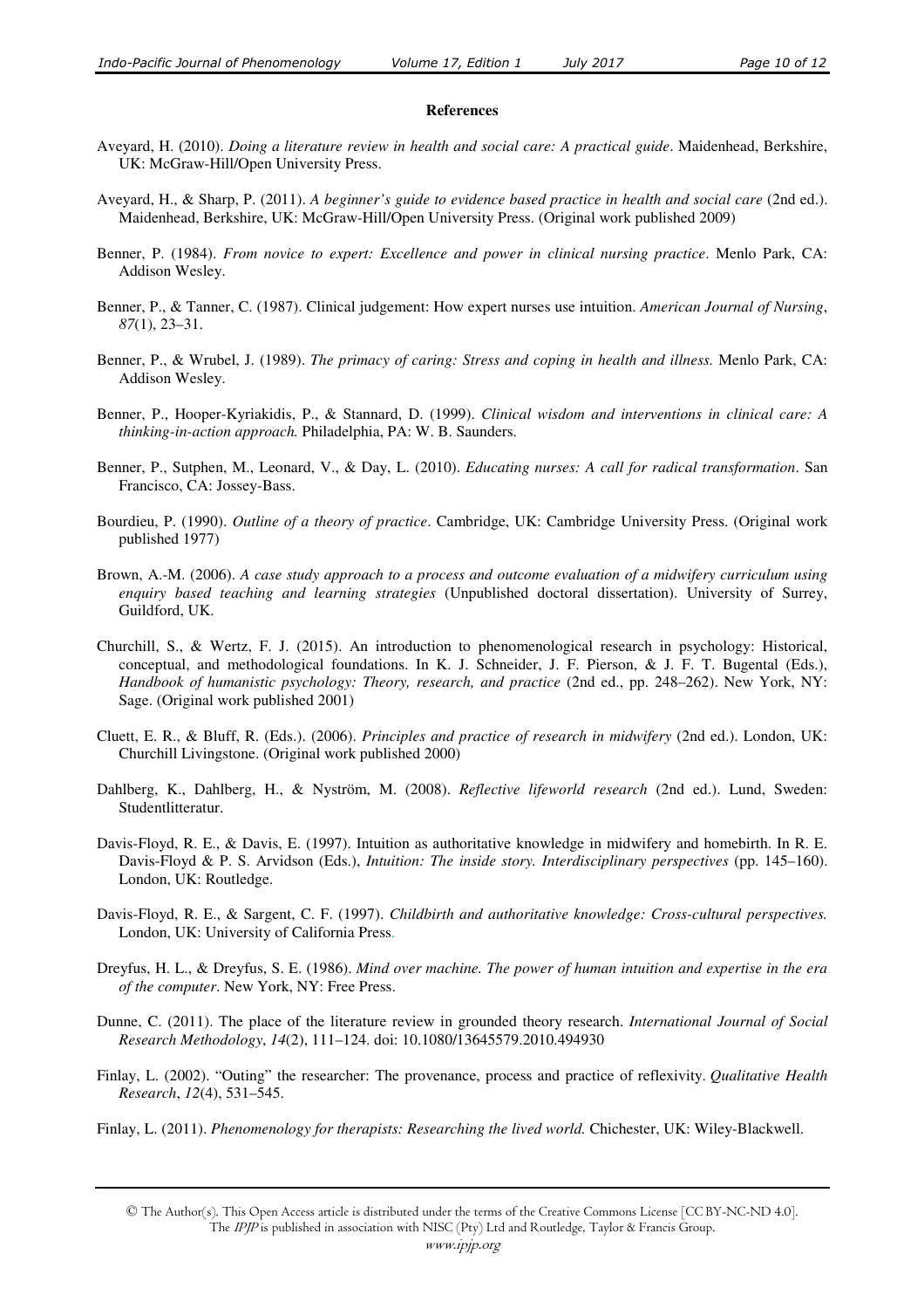**References**

Aveyard, H. (2010). *Doing a literature review in health and social care: A practical guide*. Maidenhead, Berkshire, UK: McGraw-Hill/Open University Press.

Aveyard, H., & Sharp, P. (2011). *A beginner's guide to evidence based practice in health and social care* (2nd ed.). Maidenhead, Berkshire, UK: McGraw-Hill/Open University Press. (Original work published 2009)

Benner, P. (1984). *From novice to expert: Excellence and power in clinical nursing practice*. Menlo Park, CA: Addison Wesley.

Benner, P., & Tanner, C. (1987). Clinical judgement: How expert nurses use intuition. *American Journal of Nursing*, *87*(1), 23–31.

Benner, P., & Wrubel, J. (1989). *The primacy of caring: Stress and coping in health and illness.* Menlo Park, CA: Addison Wesley.

Benner, P., Hooper-Kyriakidis, P., & Stannard, D. (1999). *Clinical wisdom and interventions in clinical care: A thinking-in-action approach.* Philadelphia, PA: W. B. Saunders.

Benner, P., Sutphen, M., Leonard, V., & Day, L. (2010). *Educating nurses: A call for radical transformation*. San Francisco, CA: Jossey-Bass.

Bourdieu, P. (1990). *Outline of a theory of practice*. Cambridge, UK: Cambridge University Press. (Original work published 1977)

Brown, A.-M. (2006). *A case study approach to a process and outcome evaluation of a midwifery curriculum using enquiry based teaching and learning strategies* (Unpublished doctoral dissertation). University of Surrey, Guildford, UK.

Churchill, S., & Wertz, F. J. (2015). An introduction to phenomenological research in psychology: Historical, conceptual, and methodological foundations. In K. J. Schneider, J. F. Pierson, & J. F. T. Bugental (Eds.), *Handbook of humanistic psychology: Theory, research, and practice* (2nd ed., pp. 248–262). New York, NY: Sage. (Original work published 2001)

Cluett, E. R., & Bluff, R. (Eds.). (2006). *Principles and practice of research in midwifery* (2nd ed.). London, UK: Churchill Livingstone. (Original work published 2000)

Dahlberg, K., Dahlberg, H., & Nyström, M. (2008). *Reflective lifeworld research* (2nd ed.). Lund, Sweden: Studentlitteratur.

Davis-Floyd, R. E., & Davis, E. (1997). Intuition as authoritative knowledge in midwifery and homebirth. In R. E. Davis-Floyd & P. S. Arvidson (Eds.), *Intuition: The inside story. Interdisciplinary perspectives* (pp. 145–160). London, UK: Routledge.

Davis-Floyd, R. E., & Sargent, C. F. (1997). *Childbirth and authoritative knowledge: Cross-cultural perspectives.* London, UK: University of California Press.

Dreyfus, H. L., & Dreyfus, S. E. (1986). *Mind over machine. The power of human intuition and expertise in the era of the computer*. New York, NY: Free Press.

Dunne, C. (2011). The place of the literature review in grounded theory research. *International Journal of Social Research Methodology*, *14*(2), 111–124. doi: 10.1080/13645579.2010.494930

Finlay, L. (2002). "Outing" the researcher: The provenance, process and practice of reflexivity. *Qualitative Health Research*, *12*(4), 531–545.

Finlay, L. (2011). *Phenomenology for therapists: Researching the lived world.* Chichester, UK: Wiley-Blackwell.

© The Author(s). This Open Access article is distributed under the terms of the Creative Commons License [CC BY-NC-ND 4.0]. The *IPJP* is published in association with NISC (Pty) Ltd and Routledge, Taylor & Francis Group.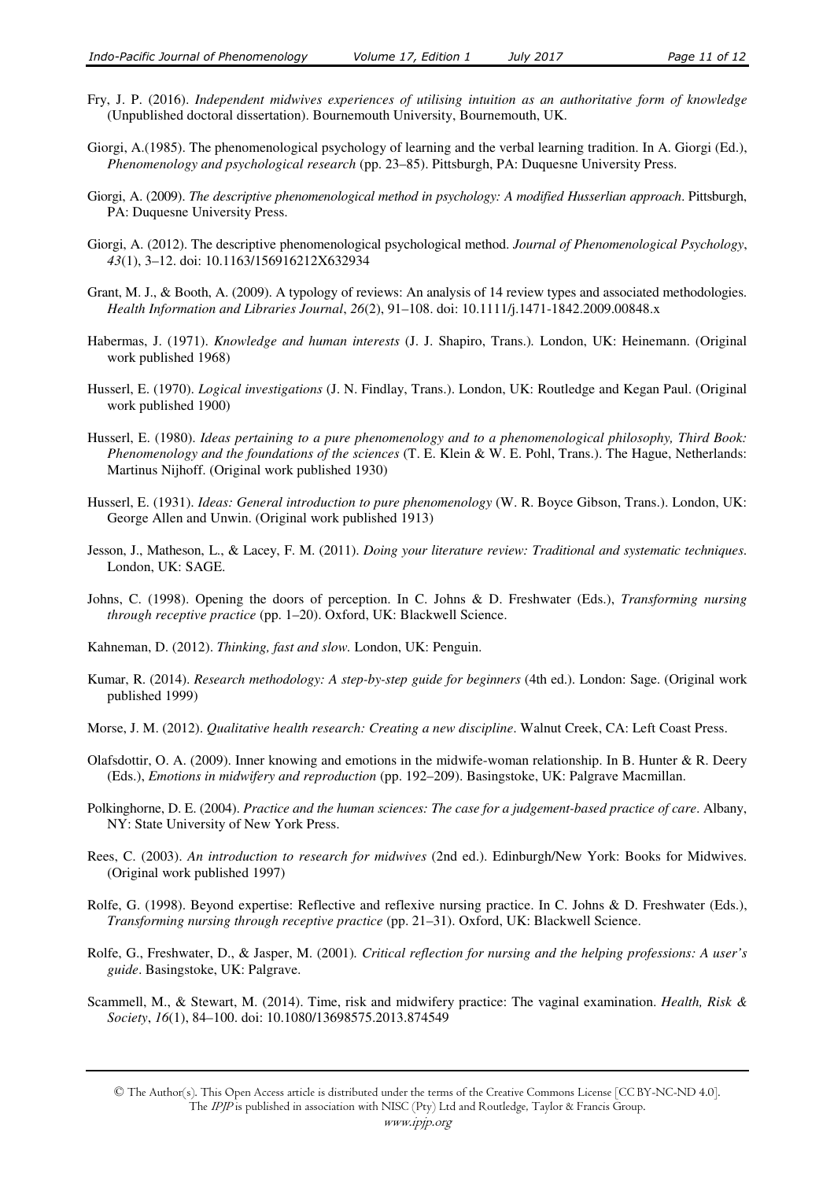Fry, J. P. (2016). *Independent midwives experiences of utilising intuition as an authoritative form of knowledge* (Unpublished doctoral dissertation). Bournemouth University, Bournemouth, UK.

Giorgi, A.(1985). The phenomenological psychology of learning and the verbal learning tradition. In A. Giorgi (Ed.), *Phenomenology and psychological research* (pp. 23–85). Pittsburgh, PA: Duquesne University Press.

Giorgi, A. (2009). *The descriptive phenomenological method in psychology: A modified Husserlian approach*. Pittsburgh, PA: Duquesne University Press.

Giorgi, A. (2012). The descriptive phenomenological psychological method. *Journal of Phenomenological Psychology*, *43*(1), 3–12. doi: 10.1163/156916212X632934

Grant, M. J., & Booth, A. (2009). A typology of reviews: An analysis of 14 review types and associated methodologies. *Health Information and Libraries Journal*, *26*(2), 91–108. doi: 10.1111/j.1471-1842.2009.00848.x

Habermas, J. (1971). *Knowledge and human interests* (J. J. Shapiro, Trans.). London, UK: Heinemann. (Original work published 1968)

Husserl, E. (1970). *Logical investigations* (J. N. Findlay, Trans.). London, UK: Routledge and Kegan Paul. (Original work published 1900)

Husserl, E. (1980). *Ideas pertaining to a pure phenomenology and to a phenomenological philosophy, Third Book: Phenomenology and the foundations of the sciences* (T. E. Klein & W. E. Pohl, Trans.). The Hague, Netherlands: Martinus Nijhoff. (Original work published 1930)

Husserl, E. (1931). *Ideas: General introduction to pure phenomenology* (W. R. Boyce Gibson, Trans.). London, UK: George Allen and Unwin. (Original work published 1913)

Jesson, J., Matheson, L., & Lacey, F. M. (2011). *Doing your literature review: Traditional and systematic techniques*. London, UK: SAGE.

Johns, C. (1998). Opening the doors of perception. In C. Johns & D. Freshwater (Eds.), *Transforming nursing through receptive practice* (pp. 1–20). Oxford, UK: Blackwell Science.

Kahneman, D. (2012). *Thinking, fast and slow*. London, UK: Penguin.

Kumar, R. (2014). *Research methodology: A step-by-step guide for beginners* (4th ed.). London: Sage. (Original work published 1999)

Morse, J. M. (2012). *Qualitative health research: Creating a new discipline*. Walnut Creek, CA: Left Coast Press.

Olafsdottir, O. A. (2009). Inner knowing and emotions in the midwife-woman relationship. In B. Hunter & R. Deery (Eds.), *Emotions in midwifery and reproduction* (pp. 192–209). Basingstoke, UK: Palgrave Macmillan.

Polkinghorne, D. E. (2004). *Practice and the human sciences: The case for a judgement-based practice of care*. Albany, NY: State University of New York Press.

Rees, C. (2003). *An introduction to research for midwives* (2nd ed.). Edinburgh/New York: Books for Midwives. (Original work published 1997)

Rolfe, G. (1998). Beyond expertise: Reflective and reflexive nursing practice. In C. Johns & D. Freshwater (Eds.), *Transforming nursing through receptive practice* (pp. 21–31). Oxford, UK: Blackwell Science.

Rolfe, G., Freshwater, D., & Jasper, M. (2001). *Critical reflection for nursing and the helping professions: A user's guide*. Basingstoke, UK: Palgrave.

Scammell, M., & Stewart, M. (2014). Time, risk and midwifery practice: The vaginal examination. *Health, Risk & Society*, *16*(1), 84–100. doi: 10.1080/13698575.2013.874549

© The Author(s). This Open Access article is distributed under the terms of the Creative Commons License [CC BY-NC-ND 4.0]. The *IPJP* is published in association with NISC (Pty) Ltd and Routledge, Taylor & Francis Group.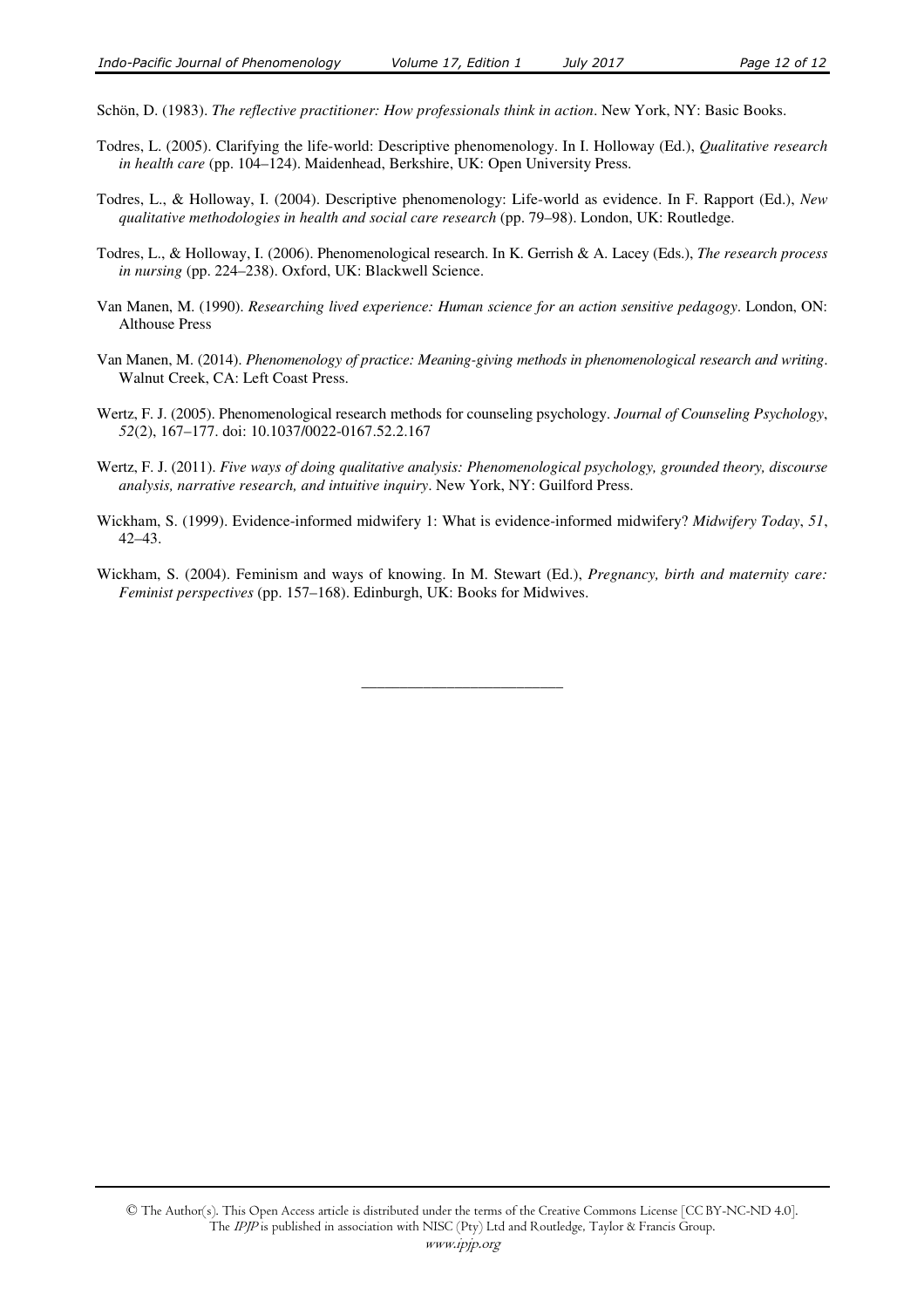Schön, D. (1983). *The reflective practitioner: How professionals think in action*. New York, NY: Basic Books.

Todres, L. (2005). Clarifying the life-world: Descriptive phenomenology. In I. Holloway (Ed.), *Qualitative research in health care* (pp. 104–124). Maidenhead, Berkshire, UK: Open University Press.

Todres, L., & Holloway, I. (2004). Descriptive phenomenology: Life-world as evidence. In F. Rapport (Ed.), *New qualitative methodologies in health and social care research* (pp. 79–98). London, UK: Routledge.

Todres, L., & Holloway, I. (2006). Phenomenological research. In K. Gerrish & A. Lacey (Eds.), *The research process in nursing* (pp. 224–238). Oxford, UK: Blackwell Science.

Van Manen, M. (1990). *Researching lived experience: Human science for an action sensitive pedagogy*. London, ON: Althouse Press

Van Manen, M. (2014). *Phenomenology of practice: Meaning-giving methods in phenomenological research and writing*. Walnut Creek, CA: Left Coast Press.

Wertz, F. J. (2005). Phenomenological research methods for counseling psychology. *Journal of Counseling Psychology*, *52*(2), 167–177. doi: 10.1037/0022-0167.52.2.167

Wertz, F. J. (2011). *Five ways of doing qualitative analysis: Phenomenological psychology, grounded theory, discourse analysis, narrative research, and intuitive inquiry*. New York, NY: Guilford Press.

Wickham, S. (1999). Evidence-informed midwifery 1: What is evidence-informed midwifery? *Midwifery Today*, *51*, 42–43.

Wickham, S. (2004). Feminism and ways of knowing. In M. Stewart (Ed.), *Pregnancy, birth and maternity care: Feminist perspectives* (pp. 157–168). Edinburgh, UK: Books for Midwives.

---

© The Author(s). This Open Access article is distributed under the terms of the Creative Commons License [CC BY-NC-ND 4.0]. The *IPJP* is published in association with NISC (Pty) Ltd and Routledge, Taylor & Francis Group.
*www.ipjp.org*